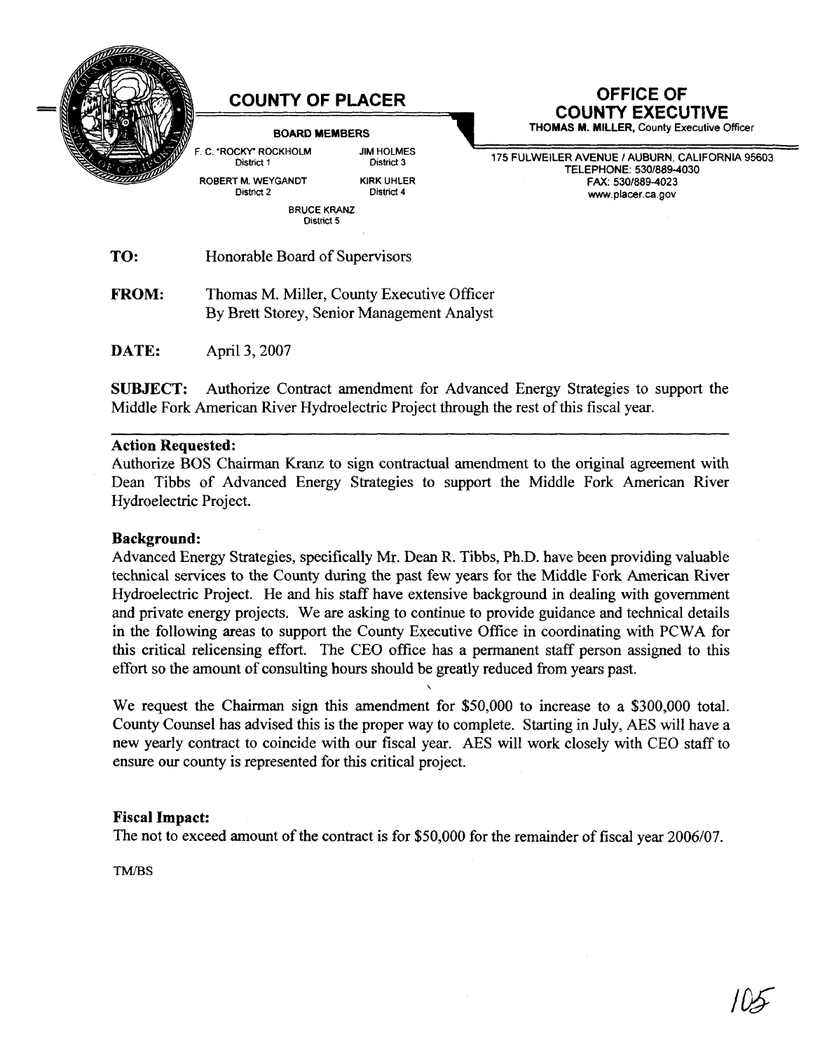# COUNTY OF PLACER

**BOARD MEMBERS**

F. C. "ROCKY" ROCKHOLM, District 1
ROBERT M. WEYGANDT, District 2
JIM HOLMES, District 3
KIRK UHLER, District 4
BRUCE KRANZ, District 5

# OFFICE OF COUNTY EXECUTIVE

**THOMAS M. MILLER,** County Executive Officer

175 FULWEILER AVENUE / AUBURN, CALIFORNIA 95603
TELEPHONE: 530/889-4030
FAX: 530/889-4023
www.placer.ca.gov

**TO:** Honorable Board of Supervisors

**FROM:** Thomas M. Miller, County Executive Officer
By Brett Storey, Senior Management Analyst

**DATE:** April 3, 2007

**SUBJECT:** Authorize Contract amendment for Advanced Energy Strategies to support the Middle Fork American River Hydroelectric Project through the rest of this fiscal year.

---

**Action Requested:**
Authorize BOS Chairman Kranz to sign contractual amendment to the original agreement with Dean Tibbs of Advanced Energy Strategies to support the Middle Fork American River Hydroelectric Project.

**Background:**
Advanced Energy Strategies, specifically Mr. Dean R. Tibbs, Ph.D. have been providing valuable technical services to the County during the past few years for the Middle Fork American River Hydroelectric Project. He and his staff have extensive background in dealing with government and private energy projects. We are asking to continue to provide guidance and technical details in the following areas to support the County Executive Office in coordinating with PCWA for this critical relicensing effort. The CEO office has a permanent staff person assigned to this effort so the amount of consulting hours should be greatly reduced from years past.

We request the Chairman sign this amendment for $50,000 to increase to a $300,000 total. County Counsel has advised this is the proper way to complete. Starting in July, AES will have a new yearly contract to coincide with our fiscal year. AES will work closely with CEO staff to ensure our county is represented for this critical project.

**Fiscal Impact:**
The not to exceed amount of the contract is for $50,000 for the remainder of fiscal year 2006/07.

TM/BS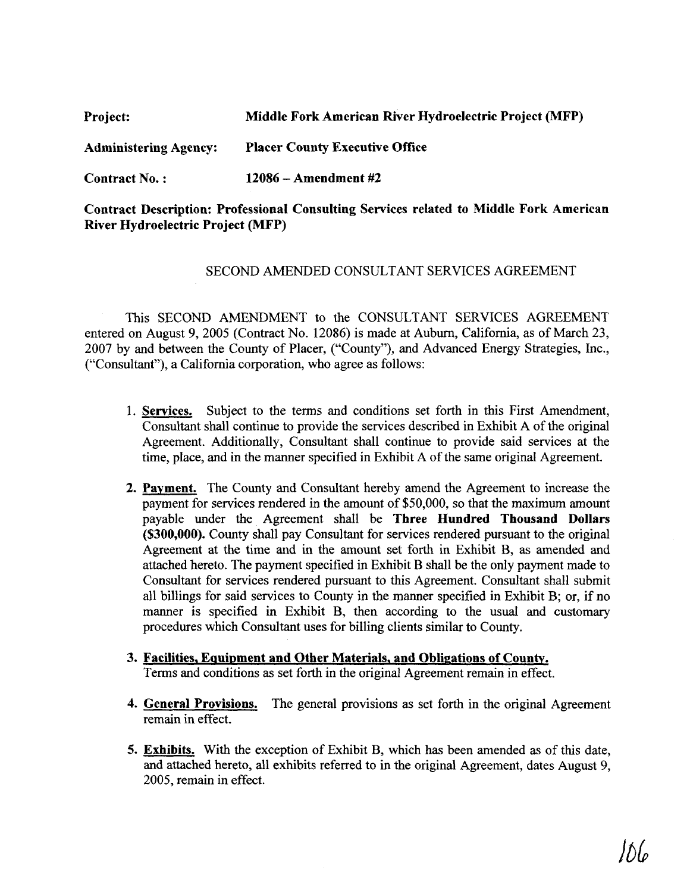**Project:** **Middle Fork American River Hydroelectric Project (MFP)**

**Administering Agency:** **Placer County Executive Office**

**Contract No. :** **12086 – Amendment #2**

**Contract Description: Professional Consulting Services related to Middle Fork American River Hydroelectric Project (MFP)**

SECOND AMENDED CONSULTANT SERVICES AGREEMENT

This SECOND AMENDMENT to the CONSULTANT SERVICES AGREEMENT entered on August 9, 2005 (Contract No. 12086) is made at Auburn, California, as of March 23, 2007 by and between the County of Placer, ("County"), and Advanced Energy Strategies, Inc., ("Consultant"), a California corporation, who agree as follows:

1. **Services.** Subject to the terms and conditions set forth in this First Amendment, Consultant shall continue to provide the services described in Exhibit A of the original Agreement. Additionally, Consultant shall continue to provide said services at the time, place, and in the manner specified in Exhibit A of the same original Agreement.

2. **Payment.** The County and Consultant hereby amend the Agreement to increase the payment for services rendered in the amount of $50,000, so that the maximum amount payable under the Agreement shall be **Three Hundred Thousand Dollars ($300,000).** County shall pay Consultant for services rendered pursuant to the original Agreement at the time and in the amount set forth in Exhibit B, as amended and attached hereto. The payment specified in Exhibit B shall be the only payment made to Consultant for services rendered pursuant to this Agreement. Consultant shall submit all billings for said services to County in the manner specified in Exhibit B; or, if no manner is specified in Exhibit B, then according to the usual and customary procedures which Consultant uses for billing clients similar to County.

3. **Facilities, Equipment and Other Materials, and Obligations of County.** Terms and conditions as set forth in the original Agreement remain in effect.

4. **General Provisions.** The general provisions as set forth in the original Agreement remain in effect.

5. **Exhibits.** With the exception of Exhibit B, which has been amended as of this date, and attached hereto, all exhibits referred to in the original Agreement, dates August 9, 2005, remain in effect.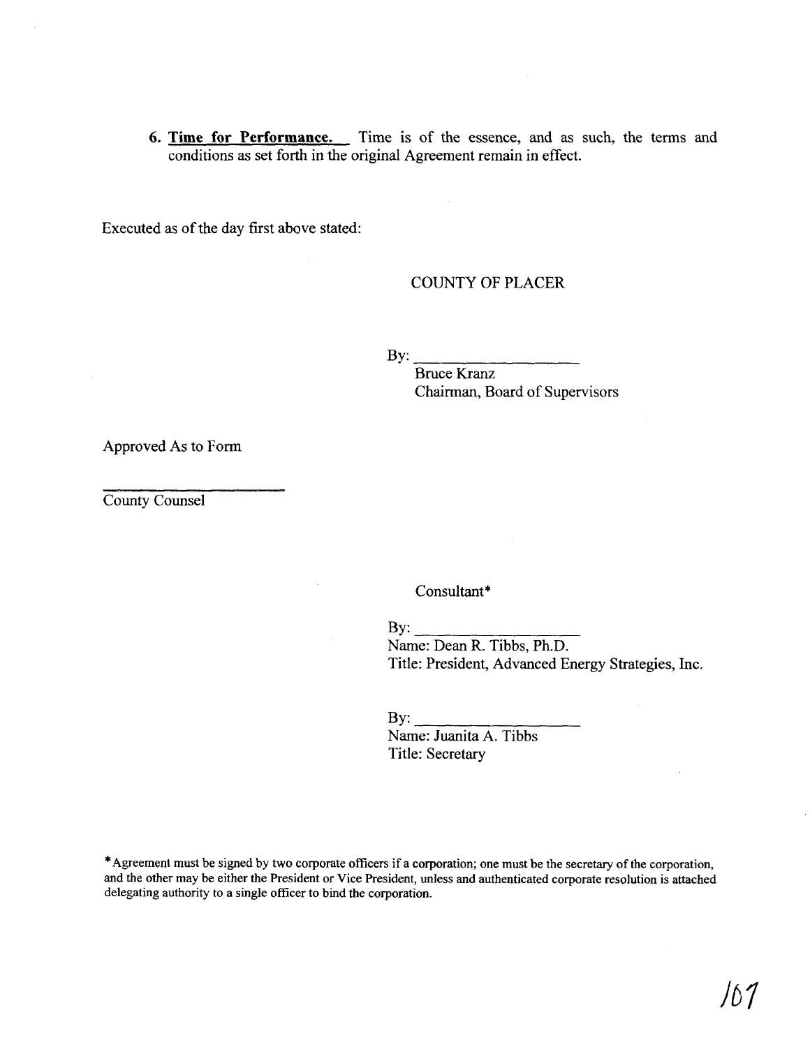6. **Time for Performance.** Time is of the essence, and as such, the terms and conditions as set forth in the original Agreement remain in effect.

Executed as of the day first above stated:

COUNTY OF PLACER

By: ____________________
Bruce Kranz
Chairman, Board of Supervisors

Approved As to Form

____________________
County Counsel

Consultant*

By: ____________________
Name: Dean R. Tibbs, Ph.D.
Title: President, Advanced Energy Strategies, Inc.

By: ____________________
Name: Juanita A. Tibbs
Title: Secretary

*Agreement must be signed by two corporate officers if a corporation; one must be the secretary of the corporation, and the other may be either the President or Vice President, unless and authenticated corporate resolution is attached delegating authority to a single officer to bind the corporation.